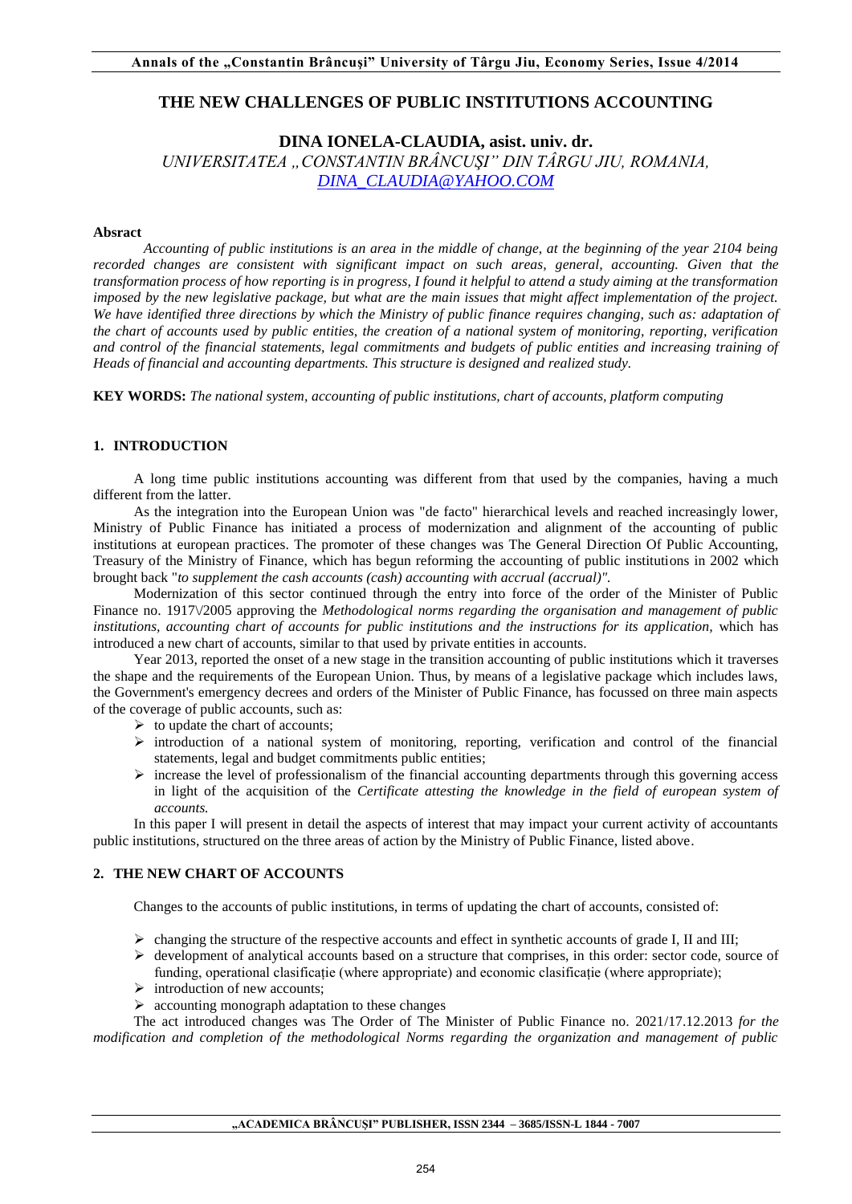# THE NEW CHALLENGES OF PUBLIC INSTITUTIONS ACCOUNTING

## DINA IONELA-CLAUDIA, asist. univ. dr.

*UNIVERSITATEA „CONSTANTIN BRÂNCUŞI" DIN TÂRGU JIU, ROMANIA, [DINA_CLAUDIA@YAHOO.COM](mailto:DINA_CLAUDIA@YAHOO.COM)*

**Absract**

*Accounting of public institutions is an area in the middle of change, at the beginning of the year 2104 being recorded changes are consistent with significant impact on such areas, general, accounting. Given that the transformation process of how reporting is in progress, I found it helpful to attend a study aiming at the transformation imposed by the new legislative package, but what are the main issues that might affect implementation of the project. We have identified three directions by which the Ministry of public finance requires changing, such as: adaptation of the chart of accounts used by public entities, the creation of a national system of monitoring, reporting, verification and control of the financial statements, legal commitments and budgets of public entities and increasing training of Heads of financial and accounting departments. This structure is designed and realized study.*

**KEY WORDS:** *The national system, accounting of public institutions, chart of accounts, platform computing*

## 1. INTRODUCTION

A long time public institutions accounting was different from that used by the companies, having a much different from the latter.

As the integration into the European Union was "de facto" hierarchical levels and reached increasingly lower, Ministry of Public Finance has initiated a process of modernization and alignment of the accounting of public institutions at european practices. The promoter of these changes was The General Direction Of Public Accounting, Treasury of the Ministry of Finance, which has begun reforming the accounting of public institutions in 2002 which brought back "*to supplement the cash accounts (cash) accounting with accrual (accrual)"*.

Modernization of this sector continued through the entry into force of the order of the Minister of Public Finance no. 1917\/2005 approving the *Methodological norms regarding the organisation and management of public institutions, accounting chart of accounts for public institutions and the instructions for its application,* which has introduced a new chart of accounts, similar to that used by private entities in accounts.

Year 2013, reported the onset of a new stage in the transition accounting of public institutions which it traverses the shape and the requirements of the European Union. Thus, by means of a legislative package which includes laws, the Government's emergency decrees and orders of the Minister of Public Finance, has focussed on three main aspects of the coverage of public accounts, such as:

- to update the chart of accounts;
- introduction of a national system of monitoring, reporting, verification and control of the financial statements, legal and budget commitments public entities;
- increase the level of professionalism of the financial accounting departments through this governing access in light of the acquisition of the *Certificate attesting the knowledge in the field of european system of accounts.*

In this paper I will present in detail the aspects of interest that may impact your current activity of accountants public institutions, structured on the three areas of action by the Ministry of Public Finance, listed above.

## 2. THE NEW CHART OF ACCOUNTS

Changes to the accounts of public institutions, in terms of updating the chart of accounts, consisted of:

- changing the structure of the respective accounts and effect in synthetic accounts of grade I, II and III;
- development of analytical accounts based on a structure that comprises, in this order: sector code, source of funding, operational clasificație (where appropriate) and economic clasificație (where appropriate);
- introduction of new accounts;
- accounting monograph adaptation to these changes

The act introduced changes was The Order of The Minister of Public Finance no. 2021/17.12.2013 *for the modification and completion of the methodological Norms regarding the organization and management of public*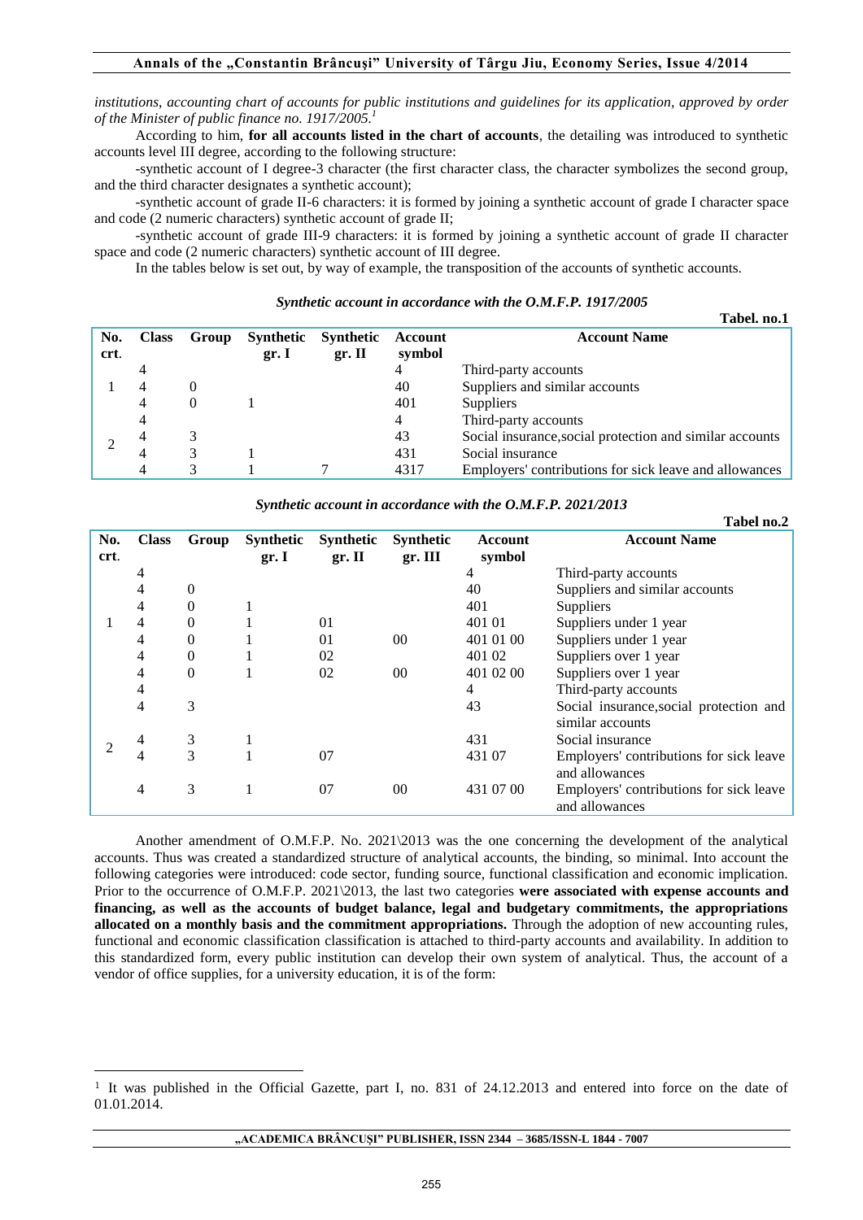*institutions, accounting chart of accounts for public institutions and guidelines for its application, approved by order of the Minister of public finance no. 1917/2005.*[1]

According to him, **for all accounts listed in the chart of accounts**, the detailing was introduced to synthetic accounts level III degree, according to the following structure:

-synthetic account of I degree-3 character (the first character class, the character symbolizes the second group, and the third character designates a synthetic account);

-synthetic account of grade II-6 characters: it is formed by joining a synthetic account of grade I character space and code (2 numeric characters) synthetic account of grade II;

-synthetic account of grade III-9 characters: it is formed by joining a synthetic account of grade II character space and code (2 numeric characters) synthetic account of III degree.

In the tables below is set out, by way of example, the transposition of the accounts of synthetic accounts.

***Synthetic account in accordance with the O.M.F.P. 1917/2005***

**Tabel. no.1**

| No. crt. | Class | Group | Synthetic gr. I | Synthetic gr. II | Account symbol | Account Name |
|---|---|---|---|---|---|---|
| 1 | 4 | | | | 4 | Third-party accounts |
| | 4 | 0 | | | 40 | Suppliers and similar accounts |
| | 4 | 0 | 1 | | 401 | Suppliers |
| 2 | 4 | | | | 4 | Third-party accounts |
| | 4 | 3 | | | 43 | Social insurance,social protection and similar accounts |
| | 4 | 3 | 1 | | 431 | Social insurance |
| | 4 | 3 | 1 | 7 | 4317 | Employers' contributions for sick leave and allowances |

***Synthetic account in accordance with the O.M.F.P. 2021/2013***

**Tabel no.2**

| No. crt. | Class | Group | Synthetic gr. I | Synthetic gr. II | Synthetic gr. III | Account symbol | Account Name |
|---|---|---|---|---|---|---|---|
| 1 | 4 | | | | | 4 | Third-party accounts |
| | 4 | 0 | | | | 40 | Suppliers and similar accounts |
| | 4 | 0 | 1 | | | 401 | Suppliers |
| | 4 | 0 | 1 | 01 | | 401 01 | Suppliers under 1 year |
| | 4 | 0 | 1 | 01 | 00 | 401 01 00 | Suppliers under 1 year |
| | 4 | 0 | 1 | 02 | | 401 02 | Suppliers over 1 year |
| | 4 | 0 | 1 | 02 | 00 | 401 02 00 | Suppliers over 1 year |
| 2 | 4 | | | | | 4 | Third-party accounts |
| | 4 | 3 | | | | 43 | Social insurance,social protection and similar accounts |
| | 4 | 3 | 1 | | | 431 | Social insurance |
| | 4 | 3 | 1 | 07 | | 431 07 | Employers' contributions for sick leave and allowances |
| | 4 | 3 | 1 | 07 | 00 | 431 07 00 | Employers' contributions for sick leave and allowances |

Another amendment of O.M.F.P. No. 2021\2013 was the one concerning the development of the analytical accounts. Thus was created a standardized structure of analytical accounts, the binding, so minimal. Into account the following categories were introduced: code sector, funding source, functional classification and economic implication. Prior to the occurrence of O.M.F.P. 2021\2013, the last two categories **were associated with expense accounts and financing, as well as the accounts of budget balance, legal and budgetary commitments, the appropriations allocated on a monthly basis and the commitment appropriations.** Through the adoption of new accounting rules, functional and economic classification classification is attached to third-party accounts and availability. In addition to this standardized form, every public institution can develop their own system of analytical. Thus, the account of a vendor of office supplies, for a university education, it is of the form:

[1] It was published in the Official Gazette, part I, no. 831 of 24.12.2013 and entered into force on the date of 01.01.2014.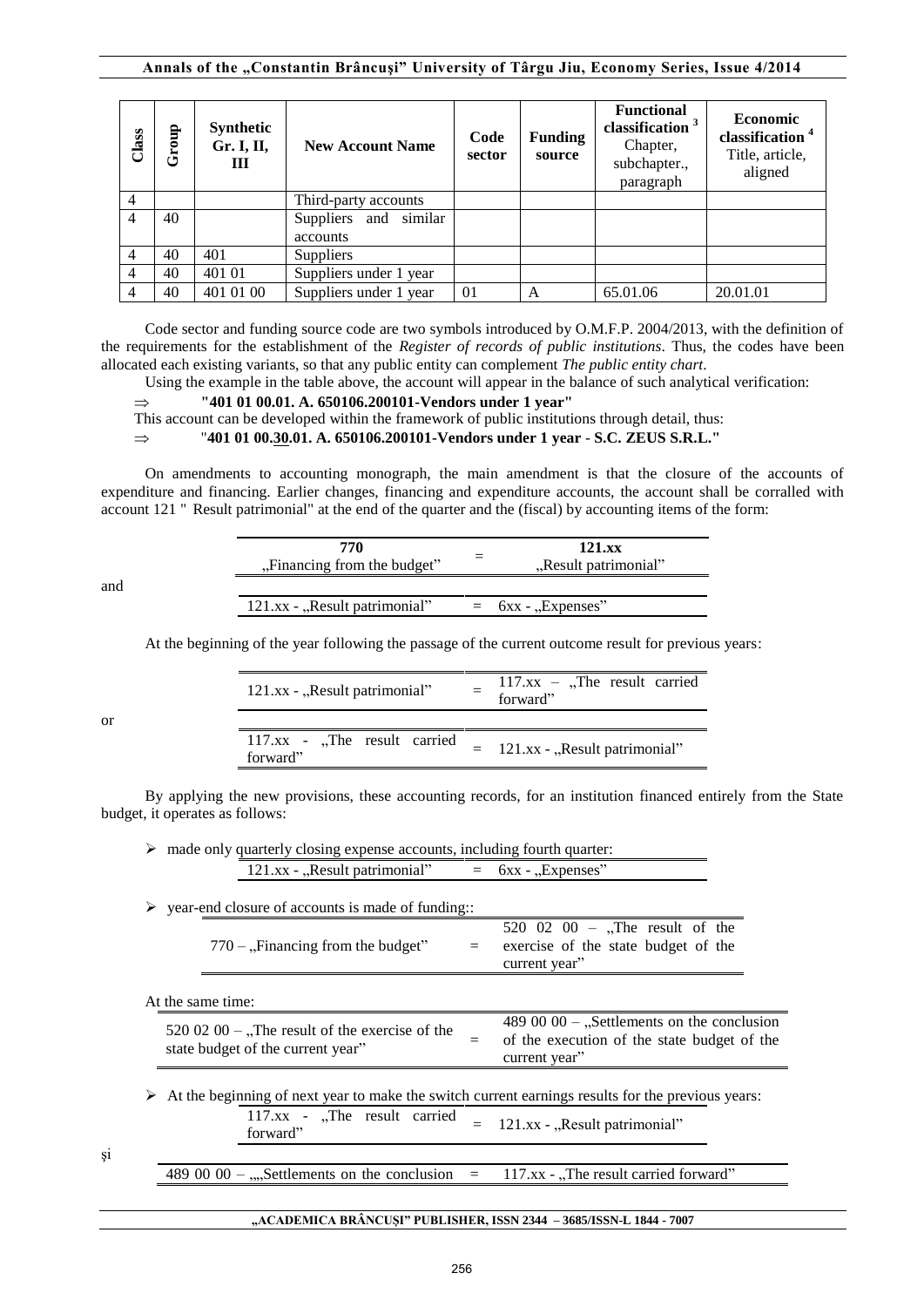| Class | Group | Synthetic Gr. I, II, III | New Account Name | Code sector | Funding source | Functional classification [3] Chapter, subchapter., paragraph | Economic classification [4] Title, article, aligned |
|---|---|---|---|---|---|---|---|
| 4 | | | Third-party accounts | | | | |
| 4 | 40 | | Suppliers and similar accounts | | | | |
| 4 | 40 | 401 | Suppliers | | | | |
| 4 | 40 | 401 01 | Suppliers under 1 year | | | | |
| 4 | 40 | 401 01 00 | Suppliers under 1 year | 01 | A | 65.01.06 | 20.01.01 |

Code sector and funding source code are two symbols introduced by O.M.F.P. 2004/2013, with the definition of the requirements for the establishment of the *Register of records of public institutions*. Thus, the codes have been allocated each existing variants, so that any public entity can complement *The public entity chart*.

Using the example in the table above, the account will appear in the balance of such analytical verification:

⇒ **"401 01 00.01. A. 650106.200101-Vendors under 1 year"**

This account can be developed within the framework of public institutions through detail, thus:

⇒ "**401 01 00.30.01. A. 650106.200101-Vendors under 1 year - S.C. ZEUS S.R.L."**

On amendments to accounting monograph, the main amendment is that the closure of the accounts of expenditure and financing. Earlier changes, financing and expenditure accounts, the account shall be corralled with account 121 " Result patrimonial" at the end of the quarter and the (fiscal) by accounting items of the form:

| **770** „Financing from the budget” | = | **121.xx** „Result patrimonial” |
|---|---|---|

and

| 121.xx - „Result patrimonial” | = | 6xx - „Expenses” |
|---|---|---|

At the beginning of the year following the passage of the current outcome result for previous years:

| 121.xx - „Result patrimonial” | = | 117.xx – „The result carried forward” |
|---|---|---|

or

| 117.xx - „The result carried forward” | = | 121.xx - „Result patrimonial” |
|---|---|---|

By applying the new provisions, these accounting records, for an institution financed entirely from the State budget, it operates as follows:

- made only quarterly closing expense accounts, including fourth quarter:

| 121.xx - „Result patrimonial” | = | 6xx - „Expenses” |
|---|---|---|

- year-end closure of accounts is made of funding::

| 770 – „Financing from the budget” | = | 520 02 00 – „The result of the exercise of the state budget of the current year” |
|---|---|---|

At the same time:

| 520 02 00 – „The result of the exercise of the state budget of the current year” | = | 489 00 00 – „Settlements on the conclusion of the execution of the state budget of the current year” |
|---|---|---|

- At the beginning of next year to make the switch current earnings results for the previous years:

| 117.xx - „The result carried forward” | = | 121.xx - „Result patrimonial” |
|---|---|---|

și

| 489 00 00 – „„Settlements on the conclusion | = | 117.xx - „The result carried forward” |
|---|---|---|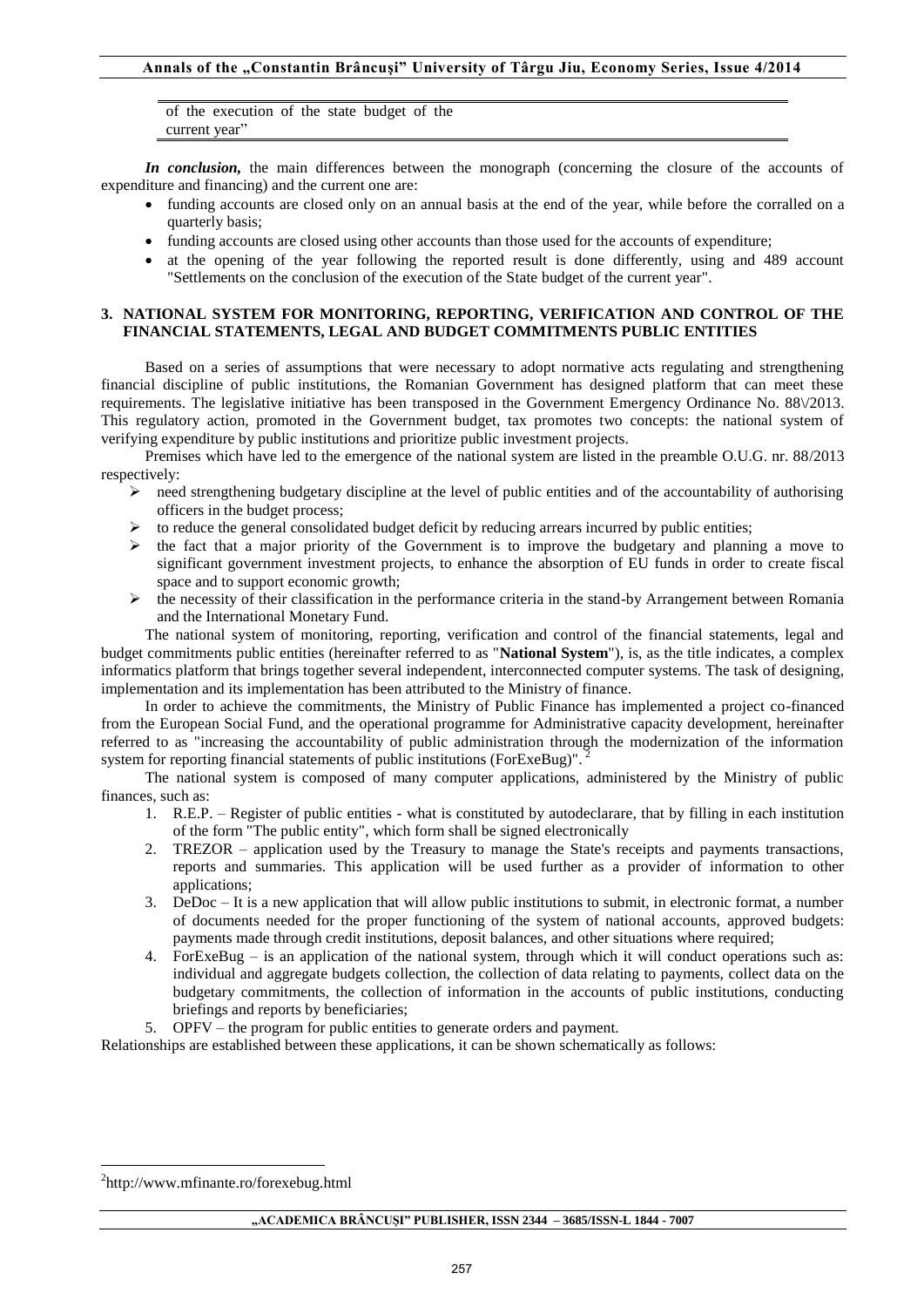| of the execution of the state budget of the current year" | |
|---|---|

*In conclusion,* the main differences between the monograph (concerning the closure of the accounts of expenditure and financing) and the current one are:

- funding accounts are closed only on an annual basis at the end of the year, while before the corralled on a quarterly basis;
- funding accounts are closed using other accounts than those used for the accounts of expenditure;
- at the opening of the year following the reported result is done differently, using and 489 account "Settlements on the conclusion of the execution of the State budget of the current year".

## 3. NATIONAL SYSTEM FOR MONITORING, REPORTING, VERIFICATION AND CONTROL OF THE FINANCIAL STATEMENTS, LEGAL AND BUDGET COMMITMENTS PUBLIC ENTITIES

Based on a series of assumptions that were necessary to adopt normative acts regulating and strengthening financial discipline of public institutions, the Romanian Government has designed platform that can meet these requirements. The legislative initiative has been transposed in the Government Emergency Ordinance No. 88\/2013. This regulatory action, promoted in the Government budget, tax promotes two concepts: the national system of verifying expenditure by public institutions and prioritize public investment projects.

Premises which have led to the emergence of the national system are listed in the preamble O.U.G. nr. 88/2013 respectively:

- ➢ need strengthening budgetary discipline at the level of public entities and of the accountability of authorising officers in the budget process;
- ➢ to reduce the general consolidated budget deficit by reducing arrears incurred by public entities;
- ➢ the fact that a major priority of the Government is to improve the budgetary and planning a move to significant government investment projects, to enhance the absorption of EU funds in order to create fiscal space and to support economic growth;
- ➢ the necessity of their classification in the performance criteria in the stand-by Arrangement between Romania and the International Monetary Fund.

The national system of monitoring, reporting, verification and control of the financial statements, legal and budget commitments public entities (hereinafter referred to as "**National System**"), is, as the title indicates, a complex informatics platform that brings together several independent, interconnected computer systems. The task of designing, implementation and its implementation has been attributed to the Ministry of finance.

In order to achieve the commitments, the Ministry of Public Finance has implemented a project co-financed from the European Social Fund, and the operational programme for Administrative capacity development, hereinafter referred to as "increasing the accountability of public administration through the modernization of the information system for reporting financial statements of public institutions (ForExeBug)".[2]

The national system is composed of many computer applications, administered by the Ministry of public finances, such as:

1. R.E.P. – Register of public entities - what is constituted by autodeclarare, that by filling in each institution of the form "The public entity", which form shall be signed electronically
2. TREZOR – application used by the Treasury to manage the State's receipts and payments transactions, reports and summaries. This application will be used further as a provider of information to other applications;
3. DeDoc – It is a new application that will allow public institutions to submit, in electronic format, a number of documents needed for the proper functioning of the system of national accounts, approved budgets: payments made through credit institutions, deposit balances, and other situations where required;
4. ForExeBug – is an application of the national system, through which it will conduct operations such as: individual and aggregate budgets collection, the collection of data relating to payments, collect data on the budgetary commitments, the collection of information in the accounts of public institutions, conducting briefings and reports by beneficiaries;
5. OPFV – the program for public entities to generate orders and payment.

Relationships are established between these applications, it can be shown schematically as follows:

[2]http://www.mfinante.ro/forexebug.html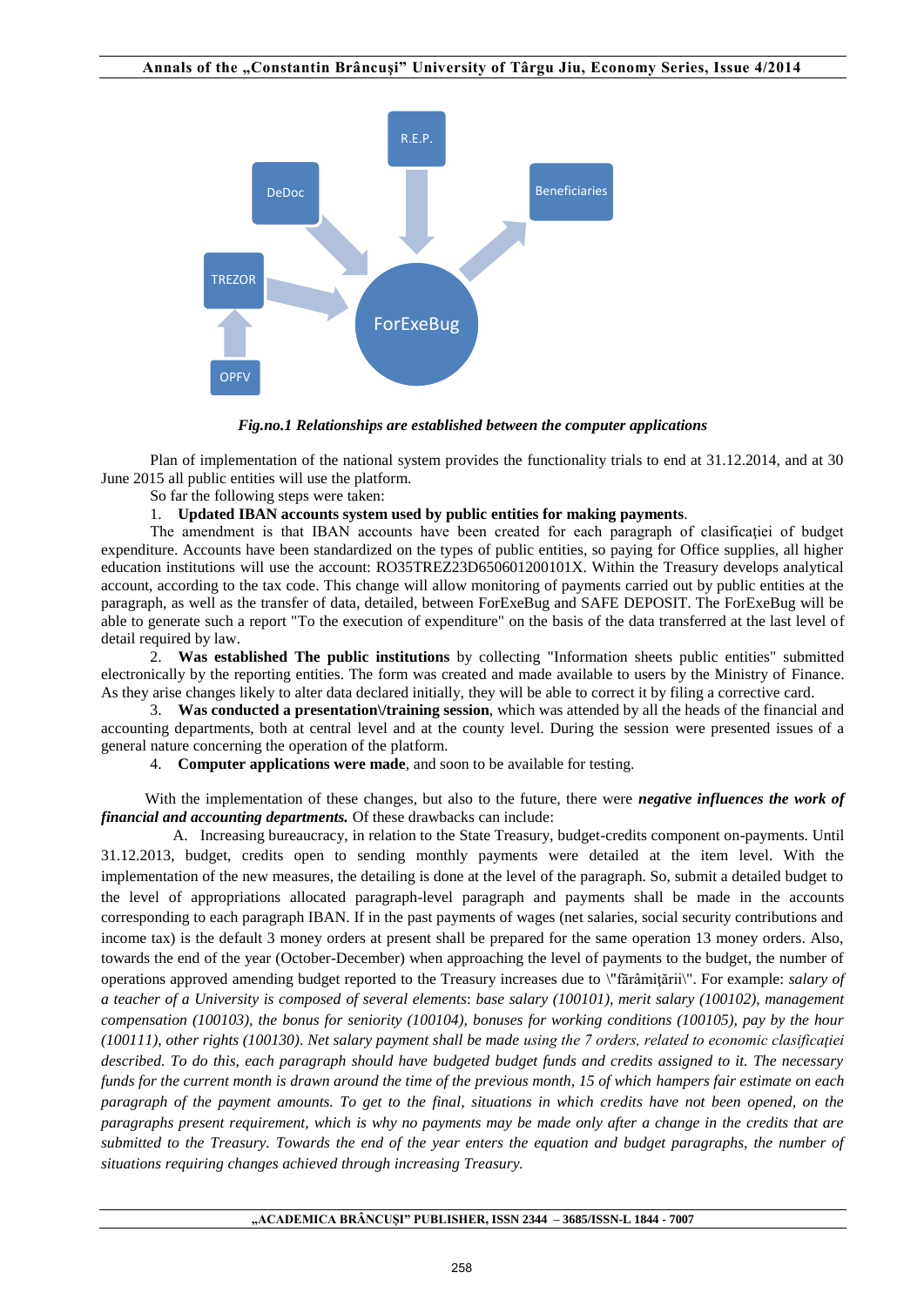*Fig.no.1 Relationships are established between the computer applications*

Plan of implementation of the national system provides the functionality trials to end at 31.12.2014, and at 30 June 2015 all public entities will use the platform.

So far the following steps were taken:

1. **Updated IBAN accounts system used by public entities for making payments**.

The amendment is that IBAN accounts have been created for each paragraph of clasificației of budget expenditure. Accounts have been standardized on the types of public entities, so paying for Office supplies, all higher education institutions will use the account: RO35TREZ23D650601200101X. Within the Treasury develops analytical account, according to the tax code. This change will allow monitoring of payments carried out by public entities at the paragraph, as well as the transfer of data, detailed, between ForExeBug and SAFE DEPOSIT. The ForExeBug will be able to generate such a report "To the execution of expenditure" on the basis of the data transferred at the last level of detail required by law.

2. **Was established The public institutions** by collecting "Information sheets public entities" submitted electronically by the reporting entities. The form was created and made available to users by the Ministry of Finance. As they arise changes likely to alter data declared initially, they will be able to correct it by filing a corrective card.

3. **Was conducted a presentation\/training session**, which was attended by all the heads of the financial and accounting departments, both at central level and at the county level. During the session were presented issues of a general nature concerning the operation of the platform.

4. **Computer applications were made**, and soon to be available for testing.

With the implementation of these changes, but also to the future, there were ***negative influences the work of financial and accounting departments.*** Of these drawbacks can include:

A. Increasing bureaucracy, in relation to the State Treasury, budget-credits component on-payments. Until 31.12.2013, budget, credits open to sending monthly payments were detailed at the item level. With the implementation of the new measures, the detailing is done at the level of the paragraph. So, submit a detailed budget to the level of appropriations allocated paragraph-level paragraph and payments shall be made in the accounts corresponding to each paragraph IBAN. If in the past payments of wages (net salaries, social security contributions and income tax) is the default 3 money orders at present shall be prepared for the same operation 13 money orders. Also, towards the end of the year (October-December) when approaching the level of payments to the budget, the number of operations approved amending budget reported to the Treasury increases due to \"fărâmițării\". For example: *salary of a teacher of a University is composed of several elements*: *base salary (100101), merit salary (100102), management compensation (100103), the bonus for seniority (100104), bonuses for working conditions (100105), pay by the hour (100111), other rights (100130). Net salary payment shall be made using the 7 orders, related to economic clasificației described. To do this, each paragraph should have budgeted budget funds and credits assigned to it. The necessary funds for the current month is drawn around the time of the previous month, 15 of which hampers fair estimate on each paragraph of the payment amounts. To get to the final, situations in which credits have not been opened, on the paragraphs present requirement, which is why no payments may be made only after a change in the credits that are submitted to the Treasury. Towards the end of the year enters the equation and budget paragraphs, the number of situations requiring changes achieved through increasing Treasury.*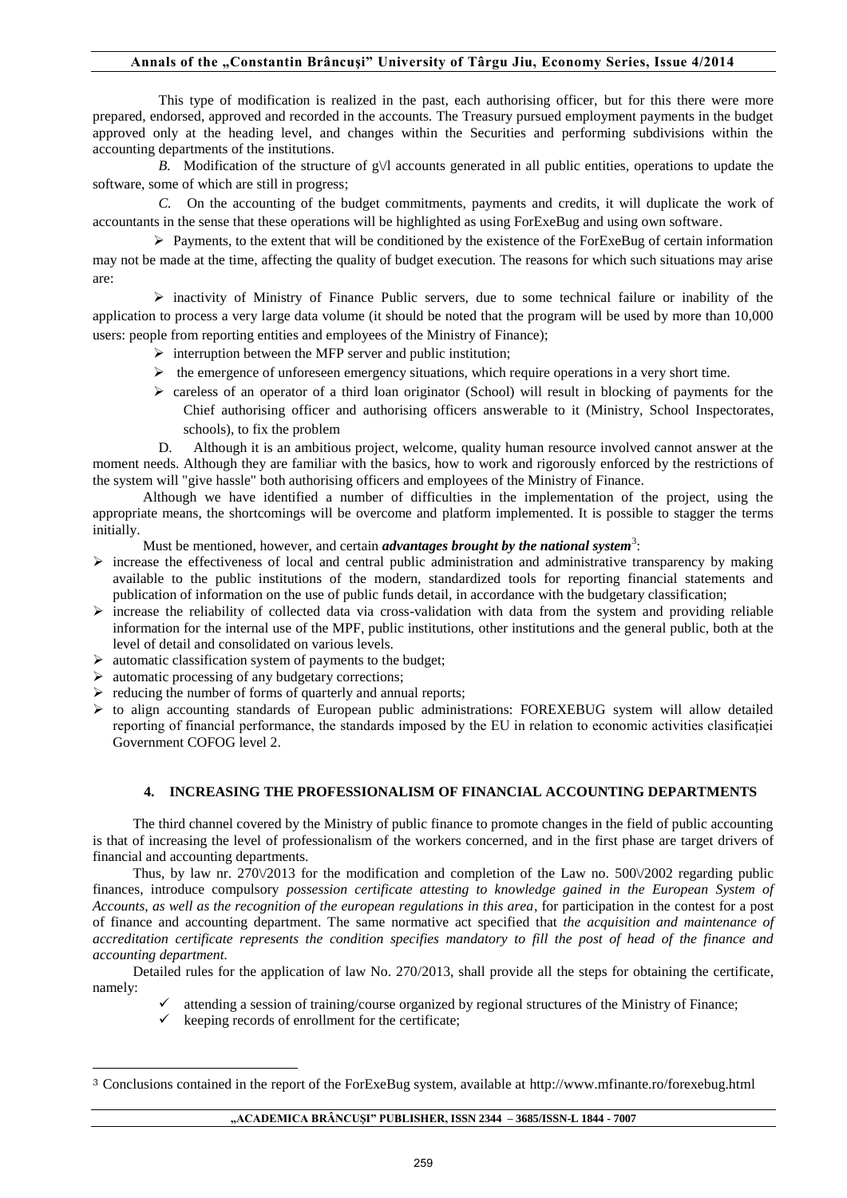This type of modification is realized in the past, each authorising officer, but for this there were more prepared, endorsed, approved and recorded in the accounts. The Treasury pursued employment payments in the budget approved only at the heading level, and changes within the Securities and performing subdivisions within the accounting departments of the institutions.

*B.* Modification of the structure of g\/l accounts generated in all public entities, operations to update the software, some of which are still in progress;

*C.* On the accounting of the budget commitments, payments and credits, it will duplicate the work of accountants in the sense that these operations will be highlighted as using ForExeBug and using own software.

- Payments, to the extent that will be conditioned by the existence of the ForExeBug of certain information may not be made at the time, affecting the quality of budget execution. The reasons for which such situations may arise are:
  - inactivity of Ministry of Finance Public servers, due to some technical failure or inability of the application to process a very large data volume (it should be noted that the program will be used by more than 10,000 users: people from reporting entities and employees of the Ministry of Finance);
  - interruption between the MFP server and public institution;
  - the emergence of unforeseen emergency situations, which require operations in a very short time.
  - careless of an operator of a third loan originator (School) will result in blocking of payments for the Chief authorising officer and authorising officers answerable to it (Ministry, School Inspectorates, schools), to fix the problem

D. Although it is an ambitious project, welcome, quality human resource involved cannot answer at the moment needs. Although they are familiar with the basics, how to work and rigorously enforced by the restrictions of the system will "give hassle" both authorising officers and employees of the Ministry of Finance.

Although we have identified a number of difficulties in the implementation of the project, using the appropriate means, the shortcomings will be overcome and platform implemented. It is possible to stagger the terms initially.

Must be mentioned, however, and certain ***advantages brought by the national system***[3]:

- increase the effectiveness of local and central public administration and administrative transparency by making available to the public institutions of the modern, standardized tools for reporting financial statements and publication of information on the use of public funds detail, in accordance with the budgetary classification;
- increase the reliability of collected data via cross-validation with data from the system and providing reliable information for the internal use of the MPF, public institutions, other institutions and the general public, both at the level of detail and consolidated on various levels.
- automatic classification system of payments to the budget;
- automatic processing of any budgetary corrections;
- reducing the number of forms of quarterly and annual reports;
- to align accounting standards of European public administrations: FOREXEBUG system will allow detailed reporting of financial performance, the standards imposed by the EU in relation to economic activities clasificației Government COFOG level 2.

## 4. INCREASING THE PROFESSIONALISM OF FINANCIAL ACCOUNTING DEPARTMENTS

The third channel covered by the Ministry of public finance to promote changes in the field of public accounting is that of increasing the level of professionalism of the workers concerned, and in the first phase are target drivers of financial and accounting departments.

Thus, by law nr. 270\/2013 for the modification and completion of the Law no. 500\/2002 regarding public finances, introduce compulsory *possession certificate attesting to knowledge gained in the European System of Accounts, as well as the recognition of the european regulations in this area*, for participation in the contest for a post of finance and accounting department. The same normative act specified that *the acquisition and maintenance of accreditation certificate represents the condition specifies mandatory to fill the post of head of the finance and accounting department.*

Detailed rules for the application of law No. 270/2013, shall provide all the steps for obtaining the certificate, namely:

- ✓ attending a session of training/course organized by regional structures of the Ministry of Finance;
- ✓ keeping records of enrollment for the certificate;

[3] Conclusions contained in the report of the ForExeBug system, available at http://www.mfinante.ro/forexebug.html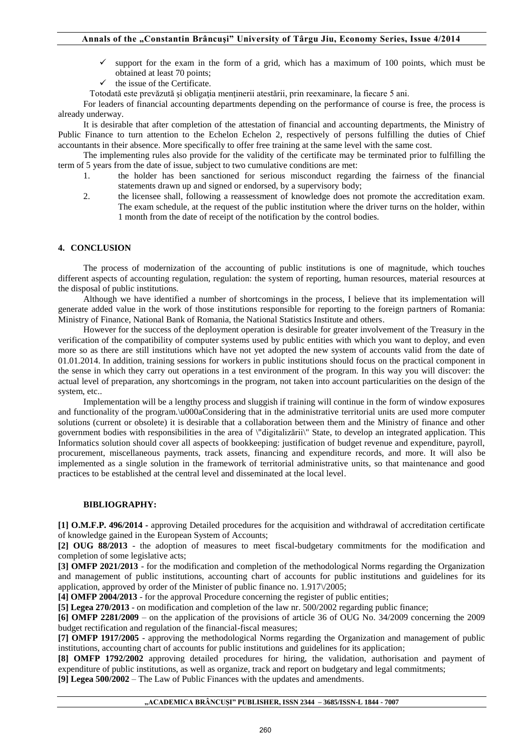- ✓ support for the exam in the form of a grid, which has a maximum of 100 points, which must be obtained at least 70 points;
- ✓ the issue of the Certificate.

Totodată este prevăzută şi obligaţia menţinerii atestării, prin reexaminare, la fiecare 5 ani.

For leaders of financial accounting departments depending on the performance of course is free, the process is already underway.

It is desirable that after completion of the attestation of financial and accounting departments, the Ministry of Public Finance to turn attention to the Echelon Echelon 2, respectively of persons fulfilling the duties of Chief accountants in their absence. More specifically to offer free training at the same level with the same cost.

The implementing rules also provide for the validity of the certificate may be terminated prior to fulfilling the term of 5 years from the date of issue, subject to two cumulative conditions are met:

1. the holder has been sanctioned for serious misconduct regarding the fairness of the financial statements drawn up and signed or endorsed, by a supervisory body;
2. the licensee shall, following a reassessment of knowledge does not promote the accreditation exam. The exam schedule, at the request of the public institution where the driver turns on the holder, within 1 month from the date of receipt of the notification by the control bodies.

## 4. CONCLUSION

The process of modernization of the accounting of public institutions is one of magnitude, which touches different aspects of accounting regulation, regulation: the system of reporting, human resources, material resources at the disposal of public institutions.

Although we have identified a number of shortcomings in the process, I believe that its implementation will generate added value in the work of those institutions responsible for reporting to the foreign partners of Romania: Ministry of Finance, National Bank of Romania, the National Statistics Institute and others.

However for the success of the deployment operation is desirable for greater involvement of the Treasury in the verification of the compatibility of computer systems used by public entities with which you want to deploy, and even more so as there are still institutions which have not yet adopted the new system of accounts valid from the date of 01.01.2014. In addition, training sessions for workers in public institutions should focus on the practical component in the sense in which they carry out operations in a test environment of the program. In this way you will discover: the actual level of preparation, any shortcomings in the program, not taken into account particularities on the design of the system, etc..

Implementation will be a lengthy process and sluggish if training will continue in the form of window exposures and functionality of the program.\u000aConsidering that in the administrative territorial units are used more computer solutions (current or obsolete) it is desirable that a collaboration between them and the Ministry of finance and other government bodies with responsibilities in the area of \"digitalizării\" State, to develop an integrated application. This Informatics solution should cover all aspects of bookkeeping: justification of budget revenue and expenditure, payroll, procurement, miscellaneous payments, track assets, financing and expenditure records, and more. It will also be implemented as a single solution in the framework of territorial administrative units, so that maintenance and good practices to be established at the central level and disseminated at the local level.

### BIBLIOGRAPHY:

**[1] O.M.F.P. 496/2014 -** approving Detailed procedures for the acquisition and withdrawal of accreditation certificate of knowledge gained in the European System of Accounts;

**[2] OUG 88/2013** - the adoption of measures to meet fiscal-budgetary commitments for the modification and completion of some legislative acts;

**[3] OMFP 2021/2013** - for the modification and completion of the methodological Norms regarding the Organization and management of public institutions, accounting chart of accounts for public institutions and guidelines for its application, approved by order of the Minister of public finance no. 1.917\/2005;

**[4] OMFP 2004/2013** - for the approval Procedure concerning the register of public entities;

**[5] Legea 270/2013** - on modification and completion of the law nr. 500/2002 regarding public finance;

**[6] OMFP 2281/2009** – on the application of the provisions of article 36 of OUG No. 34/2009 concerning the 2009 budget rectification and regulation of the financial-fiscal measures;

**[7] OMFP 1917/2005** - approving the methodological Norms regarding the Organization and management of public institutions, accounting chart of accounts for public institutions and guidelines for its application;

**[8] OMFP 1792/2002** approving detailed procedures for hiring, the validation, authorisation and payment of expenditure of public institutions, as well as organize, track and report on budgetary and legal commitments;

**[9] Legea 500/2002** – The Law of Public Finances with the updates and amendments.